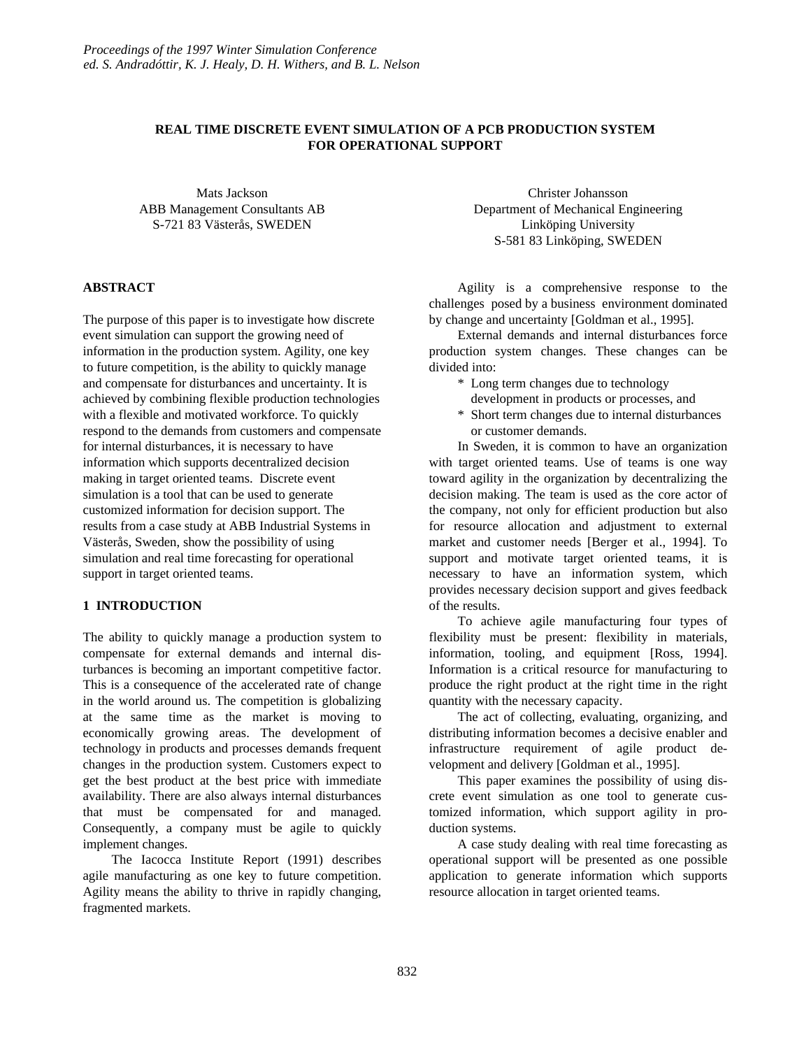# REAL TIME DISCRETE EVENT SIMULATION OF A PCB PRODUCTION SYSTEM FOR OPERATIONAL SUPPORT

Mats Jackson
ABB Management Consultants AB
S-721 83 Västerås, SWEDEN

Christer Johansson
Department of Mechanical Engineering
Linköping University
S-581 83 Linköping, SWEDEN

## ABSTRACT

The purpose of this paper is to investigate how discrete event simulation can support the growing need of information in the production system. Agility, one key to future competition, is the ability to quickly manage and compensate for disturbances and uncertainty. It is achieved by combining flexible production technologies with a flexible and motivated workforce. To quickly respond to the demands from customers and compensate for internal disturbances, it is necessary to have information which supports decentralized decision making in target oriented teams. Discrete event simulation is a tool that can be used to generate customized information for decision support. The results from a case study at ABB Industrial Systems in Västerås, Sweden, show the possibility of using simulation and real time forecasting for operational support in target oriented teams.

## 1 INTRODUCTION

The ability to quickly manage a production system to compensate for external demands and internal disturbances is becoming an important competitive factor. This is a consequence of the accelerated rate of change in the world around us. The competition is globalizing at the same time as the market is moving to economically growing areas. The development of technology in products and processes demands frequent changes in the production system. Customers expect to get the best product at the best price with immediate availability. There are also always internal disturbances that must be compensated for and managed. Consequently, a company must be agile to quickly implement changes.

The Iacocca Institute Report (1991) describes agile manufacturing as one key to future competition. Agility means the ability to thrive in rapidly changing, fragmented markets.

Agility is a comprehensive response to the challenges posed by a business environment dominated by change and uncertainty [Goldman et al., 1995].

External demands and internal disturbances force production system changes. These changes can be divided into:

* Long term changes due to technology development in products or processes, and
* Short term changes due to internal disturbances or customer demands.

In Sweden, it is common to have an organization with target oriented teams. Use of teams is one way toward agility in the organization by decentralizing the decision making. The team is used as the core actor of the company, not only for efficient production but also for resource allocation and adjustment to external market and customer needs [Berger et al., 1994]. To support and motivate target oriented teams, it is necessary to have an information system, which provides necessary decision support and gives feedback of the results.

To achieve agile manufacturing four types of flexibility must be present: flexibility in materials, information, tooling, and equipment [Ross, 1994]. Information is a critical resource for manufacturing to produce the right product at the right time in the right quantity with the necessary capacity.

The act of collecting, evaluating, organizing, and distributing information becomes a decisive enabler and infrastructure requirement of agile product development and delivery [Goldman et al., 1995].

This paper examines the possibility of using discrete event simulation as one tool to generate customized information, which support agility in production systems.

A case study dealing with real time forecasting as operational support will be presented as one possible application to generate information which supports resource allocation in target oriented teams.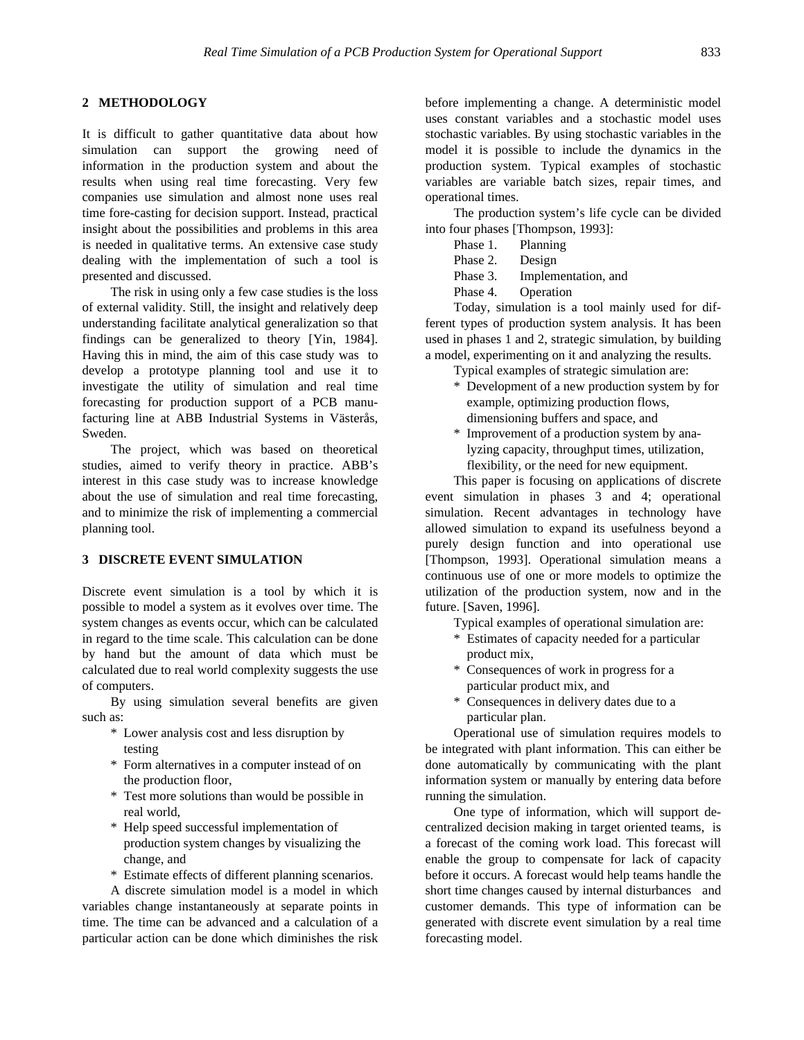## 2 METHODOLOGY

It is difficult to gather quantitative data about how simulation can support the growing need of information in the production system and about the results when using real time forecasting. Very few companies use simulation and almost none uses real time fore-casting for decision support. Instead, practical insight about the possibilities and problems in this area is needed in qualitative terms. An extensive case study dealing with the implementation of such a tool is presented and discussed.

The risk in using only a few case studies is the loss of external validity. Still, the insight and relatively deep understanding facilitate analytical generalization so that findings can be generalized to theory [Yin, 1984]. Having this in mind, the aim of this case study was to develop a prototype planning tool and use it to investigate the utility of simulation and real time forecasting for production support of a PCB manufacturing line at ABB Industrial Systems in Västerås, Sweden.

The project, which was based on theoretical studies, aimed to verify theory in practice. ABB's interest in this case study was to increase knowledge about the use of simulation and real time forecasting, and to minimize the risk of implementing a commercial planning tool.

## 3 DISCRETE EVENT SIMULATION

Discrete event simulation is a tool by which it is possible to model a system as it evolves over time. The system changes as events occur, which can be calculated in regard to the time scale. This calculation can be done by hand but the amount of data which must be calculated due to real world complexity suggests the use of computers.

By using simulation several benefits are given such as:

* Lower analysis cost and less disruption by testing
* Form alternatives in a computer instead of on the production floor,
* Test more solutions than would be possible in real world,
* Help speed successful implementation of production system changes by visualizing the change, and
* Estimate effects of different planning scenarios.

A discrete simulation model is a model in which variables change instantaneously at separate points in time. The time can be advanced and a calculation of a particular action can be done which diminishes the risk before implementing a change. A deterministic model uses constant variables and a stochastic model uses stochastic variables. By using stochastic variables in the model it is possible to include the dynamics in the production system. Typical examples of stochastic variables are variable batch sizes, repair times, and operational times.

The production system's life cycle can be divided into four phases [Thompson, 1993]:

Phase 1. Planning
Phase 2. Design
Phase 3. Implementation, and
Phase 4. Operation

Today, simulation is a tool mainly used for different types of production system analysis. It has been used in phases 1 and 2, strategic simulation, by building a model, experimenting on it and analyzing the results.

Typical examples of strategic simulation are:

* Development of a new production system by for example, optimizing production flows, dimensioning buffers and space, and
* Improvement of a production system by analyzing capacity, throughput times, utilization, flexibility, or the need for new equipment.

This paper is focusing on applications of discrete event simulation in phases 3 and 4; operational simulation. Recent advantages in technology have allowed simulation to expand its usefulness beyond a purely design function and into operational use [Thompson, 1993]. Operational simulation means a continuous use of one or more models to optimize the utilization of the production system, now and in the future. [Saven, 1996].

Typical examples of operational simulation are:

* Estimates of capacity needed for a particular product mix,
* Consequences of work in progress for a particular product mix, and
* Consequences in delivery dates due to a particular plan.

Operational use of simulation requires models to be integrated with plant information. This can either be done automatically by communicating with the plant information system or manually by entering data before running the simulation.

One type of information, which will support decentralized decision making in target oriented teams, is a forecast of the coming work load. This forecast will enable the group to compensate for lack of capacity before it occurs. A forecast would help teams handle the short time changes caused by internal disturbances and customer demands. This type of information can be generated with discrete event simulation by a real time forecasting model.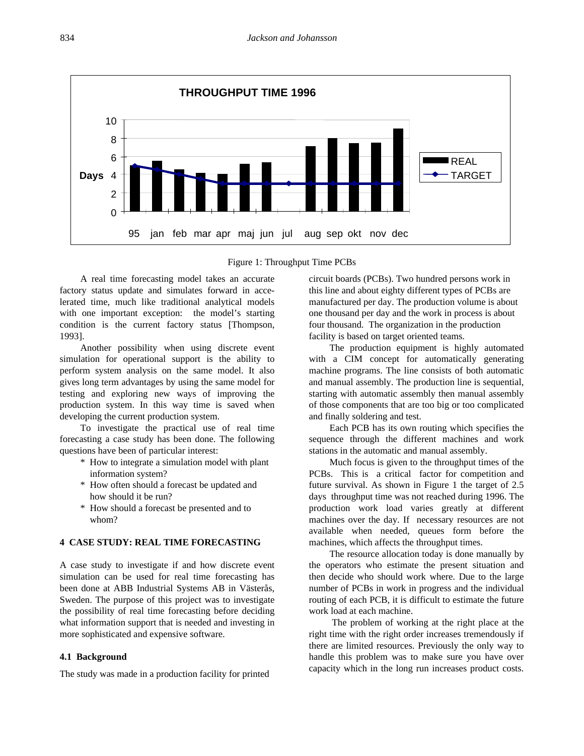Figure 1: Throughput Time PCBs

A real time forecasting model takes an accurate factory status update and simulates forward in accelerated time, much like traditional analytical models with one important exception: the model's starting condition is the current factory status [Thompson, 1993].

Another possibility when using discrete event simulation for operational support is the ability to perform system analysis on the same model. It also gives long term advantages by using the same model for testing and exploring new ways of improving the production system. In this way time is saved when developing the current production system.

To investigate the practical use of real time forecasting a case study has been done. The following questions have been of particular interest:

- How to integrate a simulation model with plant information system?
- How often should a forecast be updated and how should it be run?
- How should a forecast be presented and to whom?

## 4 CASE STUDY: REAL TIME FORECASTING

A case study to investigate if and how discrete event simulation can be used for real time forecasting has been done at ABB Industrial Systems AB in Västerås, Sweden. The purpose of this project was to investigate the possibility of real time forecasting before deciding what information support that is needed and investing in more sophisticated and expensive software.

### 4.1 Background

The study was made in a production facility for printed circuit boards (PCBs). Two hundred persons work in this line and about eighty different types of PCBs are manufactured per day. The production volume is about one thousand per day and the work in process is about four thousand. The organization in the production facility is based on target oriented teams.

The production equipment is highly automated with a CIM concept for automatically generating machine programs. The line consists of both automatic and manual assembly. The production line is sequential, starting with automatic assembly then manual assembly of those components that are too big or too complicated and finally soldering and test.

Each PCB has its own routing which specifies the sequence through the different machines and work stations in the automatic and manual assembly.

Much focus is given to the throughput times of the PCBs. This is a critical factor for competition and future survival. As shown in Figure 1 the target of 2.5 days throughput time was not reached during 1996. The production work load varies greatly at different machines over the day. If necessary resources are not available when needed, queues form before the machines, which affects the throughput times.

The resource allocation today is done manually by the operators who estimate the present situation and then decide who should work where. Due to the large number of PCBs in work in progress and the individual routing of each PCB, it is difficult to estimate the future work load at each machine.

The problem of working at the right place at the right time with the right order increases tremendously if there are limited resources. Previously the only way to handle this problem was to make sure you have over capacity which in the long run increases product costs.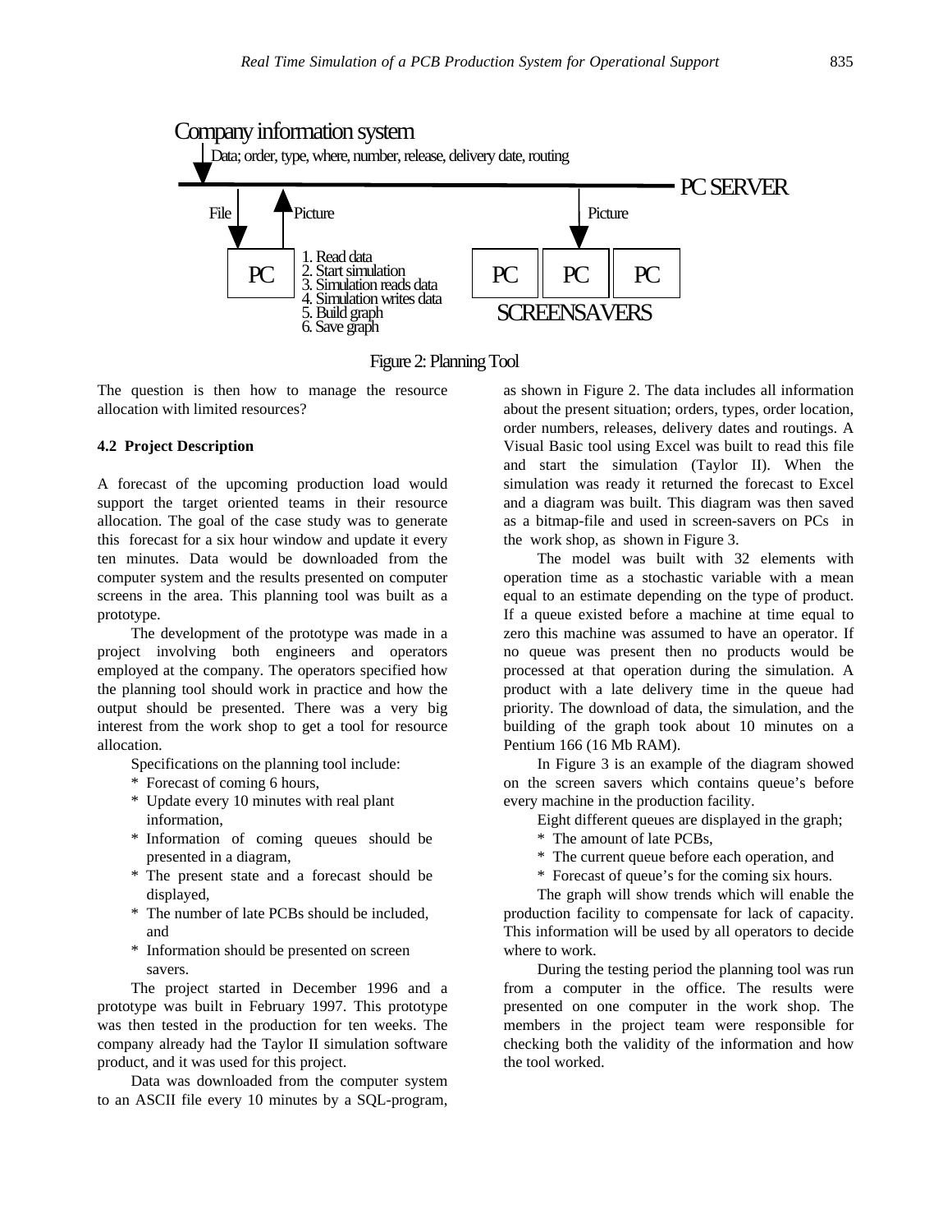Company information system

Data; order, type, where, number, release, delivery date, routing

PC SERVER

File

Picture

Picture

PC

1. Read data
2. Start simulation
3. Simulation reads data
4. Simulation writes data
5. Build graph
6. Save graph

PC PC PC

SCREENSAVERS

Figure 2: Planning Tool

The question is then how to manage the resource allocation with limited resources?

### 4.2 Project Description

A forecast of the upcoming production load would support the target oriented teams in their resource allocation. The goal of the case study was to generate this forecast for a six hour window and update it every ten minutes. Data would be downloaded from the computer system and the results presented on computer screens in the area. This planning tool was built as a prototype.

The development of the prototype was made in a project involving both engineers and operators employed at the company. The operators specified how the planning tool should work in practice and how the output should be presented. There was a very big interest from the work shop to get a tool for resource allocation.

Specifications on the planning tool include:

* Forecast of coming 6 hours,
* Update every 10 minutes with real plant information,
* Information of coming queues should be presented in a diagram,
* The present state and a forecast should be displayed,
* The number of late PCBs should be included, and
* Information should be presented on screen savers.

The project started in December 1996 and a prototype was built in February 1997. This prototype was then tested in the production for ten weeks. The company already had the Taylor II simulation software product, and it was used for this project.

Data was downloaded from the computer system to an ASCII file every 10 minutes by a SQL-program, as shown in Figure 2. The data includes all information about the present situation; orders, types, order location, order numbers, releases, delivery dates and routings. A Visual Basic tool using Excel was built to read this file and start the simulation (Taylor II). When the simulation was ready it returned the forecast to Excel and a diagram was built. This diagram was then saved as a bitmap-file and used in screen-savers on PCs in the work shop, as shown in Figure 3.

The model was built with 32 elements with operation time as a stochastic variable with a mean equal to an estimate depending on the type of product. If a queue existed before a machine at time equal to zero this machine was assumed to have an operator. If no queue was present then no products would be processed at that operation during the simulation. A product with a late delivery time in the queue had priority. The download of data, the simulation, and the building of the graph took about 10 minutes on a Pentium 166 (16 Mb RAM).

In Figure 3 is an example of the diagram showed on the screen savers which contains queue's before every machine in the production facility.

Eight different queues are displayed in the graph;

* The amount of late PCBs,
* The current queue before each operation, and
* Forecast of queue's for the coming six hours.

The graph will show trends which will enable the production facility to compensate for lack of capacity. This information will be used by all operators to decide where to work.

During the testing period the planning tool was run from a computer in the office. The results were presented on one computer in the work shop. The members in the project team were responsible for checking both the validity of the information and how the tool worked.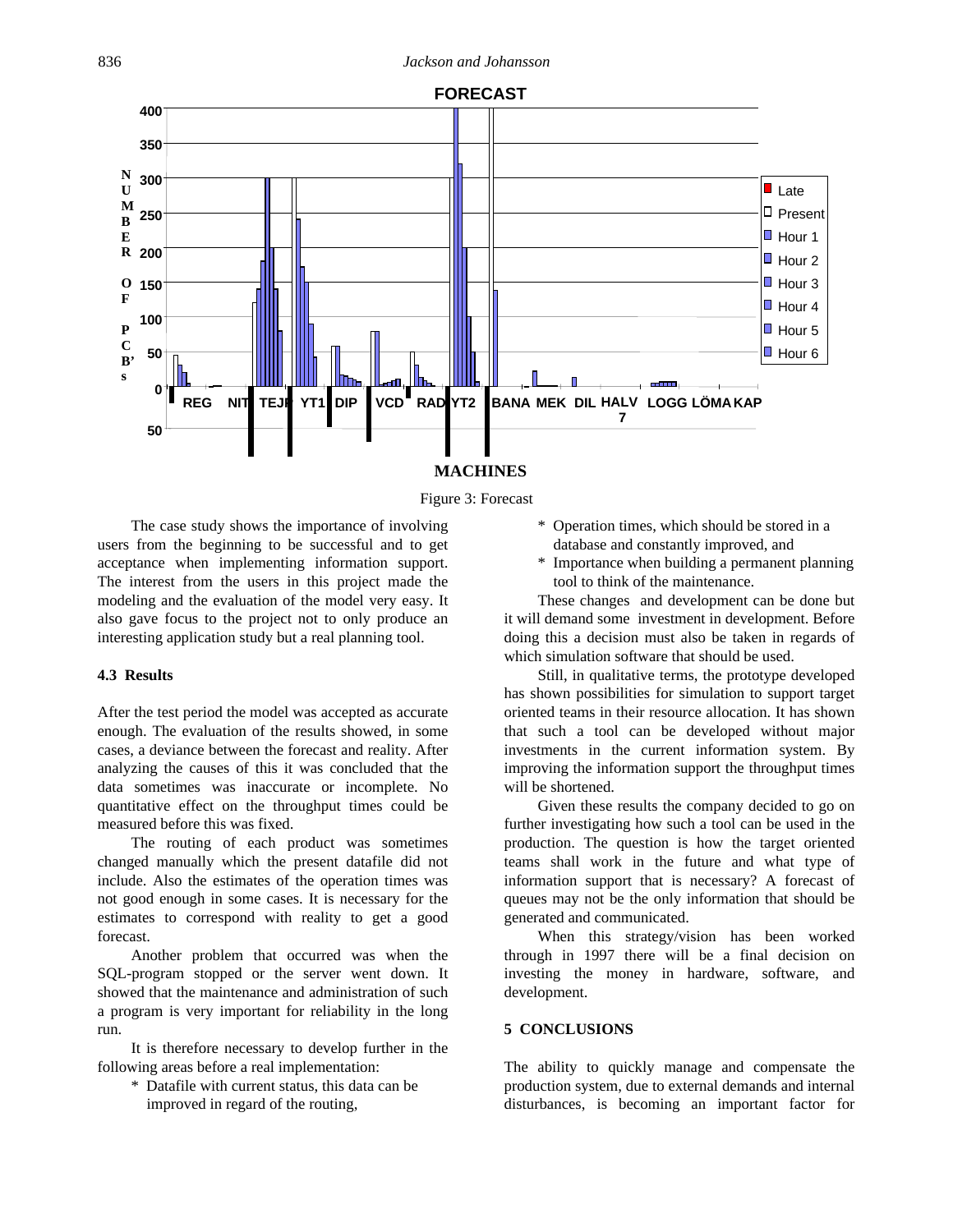Figure 3: Forecast

The case study shows the importance of involving users from the beginning to be successful and to get acceptance when implementing information support. The interest from the users in this project made the modeling and the evaluation of the model very easy. It also gave focus to the project not to only produce an interesting application study but a real planning tool.

### 4.3 Results

After the test period the model was accepted as accurate enough. The evaluation of the results showed, in some cases, a deviance between the forecast and reality. After analyzing the causes of this it was concluded that the data sometimes was inaccurate or incomplete. No quantitative effect on the throughput times could be measured before this was fixed.

The routing of each product was sometimes changed manually which the present datafile did not include. Also the estimates of the operation times was not good enough in some cases. It is necessary for the estimates to correspond with reality to get a good forecast.

Another problem that occurred was when the SQL-program stopped or the server went down. It showed that the maintenance and administration of such a program is very important for reliability in the long run.

It is therefore necessary to develop further in the following areas before a real implementation:

* Datafile with current status, this data can be improved in regard of the routing,
* Operation times, which should be stored in a database and constantly improved, and
* Importance when building a permanent planning tool to think of the maintenance.

These changes and development can be done but it will demand some investment in development. Before doing this a decision must also be taken in regards of which simulation software that should be used.

Still, in qualitative terms, the prototype developed has shown possibilities for simulation to support target oriented teams in their resource allocation. It has shown that such a tool can be developed without major investments in the current information system. By improving the information support the throughput times will be shortened.

Given these results the company decided to go on further investigating how such a tool can be used in the production. The question is how the target oriented teams shall work in the future and what type of information support that is necessary? A forecast of queues may not be the only information that should be generated and communicated.

When this strategy/vision has been worked through in 1997 there will be a final decision on investing the money in hardware, software, and development.

## 5 CONCLUSIONS

The ability to quickly manage and compensate the production system, due to external demands and internal disturbances, is becoming an important factor for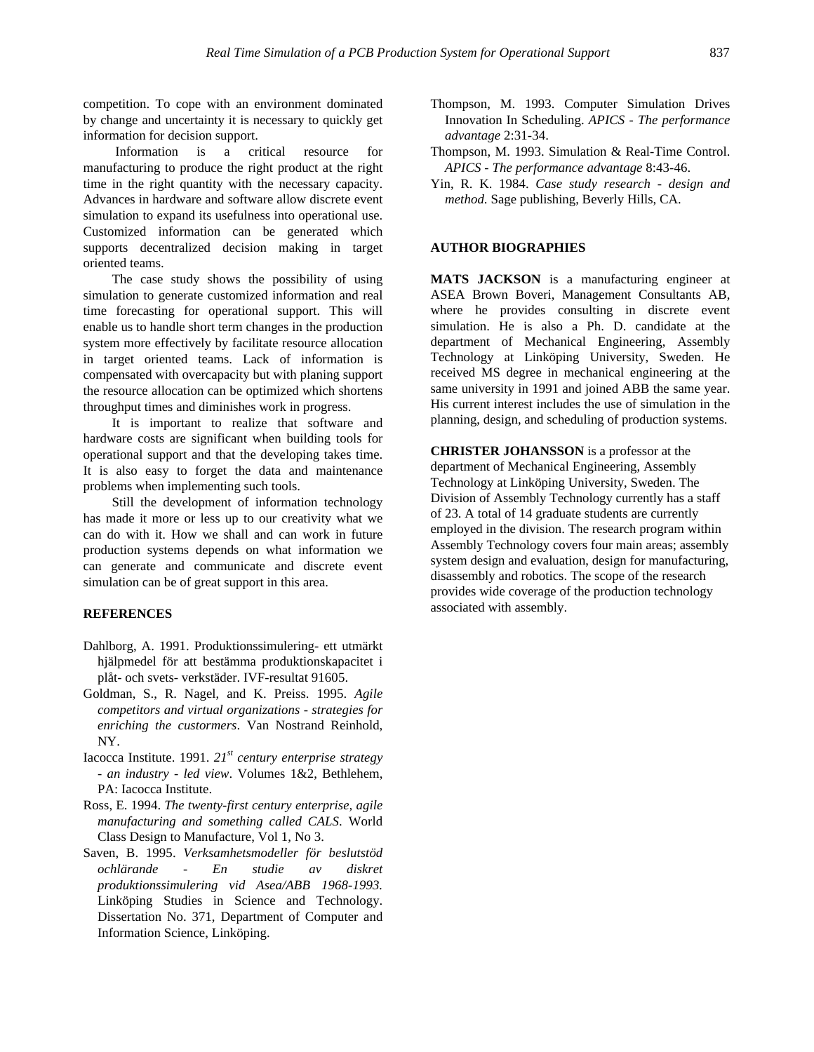competition. To cope with an environment dominated by change and uncertainty it is necessary to quickly get information for decision support.

Information is a critical resource for manufacturing to produce the right product at the right time in the right quantity with the necessary capacity. Advances in hardware and software allow discrete event simulation to expand its usefulness into operational use. Customized information can be generated which supports decentralized decision making in target oriented teams.

The case study shows the possibility of using simulation to generate customized information and real time forecasting for operational support. This will enable us to handle short term changes in the production system more effectively by facilitate resource allocation in target oriented teams. Lack of information is compensated with overcapacity but with planing support the resource allocation can be optimized which shortens throughput times and diminishes work in progress.

It is important to realize that software and hardware costs are significant when building tools for operational support and that the developing takes time. It is also easy to forget the data and maintenance problems when implementing such tools.

Still the development of information technology has made it more or less up to our creativity what we can do with it. How we shall and can work in future production systems depends on what information we can generate and communicate and discrete event simulation can be of great support in this area.

## REFERENCES

Dahlborg, A. 1991. Produktionssimulering- ett utmärkt hjälpmedel för att bestämma produktionskapacitet i plåt- och svets- verkstäder. IVF-resultat 91605.

Goldman, S., R. Nagel, and K. Preiss. 1995. *Agile competitors and virtual organizations - strategies for enriching the custormers*. Van Nostrand Reinhold, NY.

Iacocca Institute. 1991. *21st century enterprise strategy - an industry - led view*. Volumes 1&2, Bethlehem, PA: Iacocca Institute.

Ross, E. 1994. *The twenty-first century enterprise, agile manufacturing and something called CALS*. World Class Design to Manufacture, Vol 1, No 3.

Saven, B. 1995. *Verksamhetsmodeller för beslutstöd ochlärande - En studie av diskret produktionssimulering vid Asea/ABB 1968-1993.* Linköping Studies in Science and Technology. Dissertation No. 371, Department of Computer and Information Science, Linköping.

Thompson, M. 1993. Computer Simulation Drives Innovation In Scheduling. *APICS - The performance advantage* 2:31-34.

Thompson, M. 1993. Simulation & Real-Time Control. *APICS - The performance advantage* 8:43-46.

Yin, R. K. 1984. *Case study research - design and method.* Sage publishing, Beverly Hills, CA.

## AUTHOR BIOGRAPHIES

**MATS JACKSON** is a manufacturing engineer at ASEA Brown Boveri, Management Consultants AB, where he provides consulting in discrete event simulation. He is also a Ph. D. candidate at the department of Mechanical Engineering, Assembly Technology at Linköping University, Sweden. He received MS degree in mechanical engineering at the same university in 1991 and joined ABB the same year. His current interest includes the use of simulation in the planning, design, and scheduling of production systems.

**CHRISTER JOHANSSON** is a professor at the department of Mechanical Engineering, Assembly Technology at Linköping University, Sweden. The Division of Assembly Technology currently has a staff of 23. A total of 14 graduate students are currently employed in the division. The research program within Assembly Technology covers four main areas; assembly system design and evaluation, design for manufacturing, disassembly and robotics. The scope of the research provides wide coverage of the production technology associated with assembly.